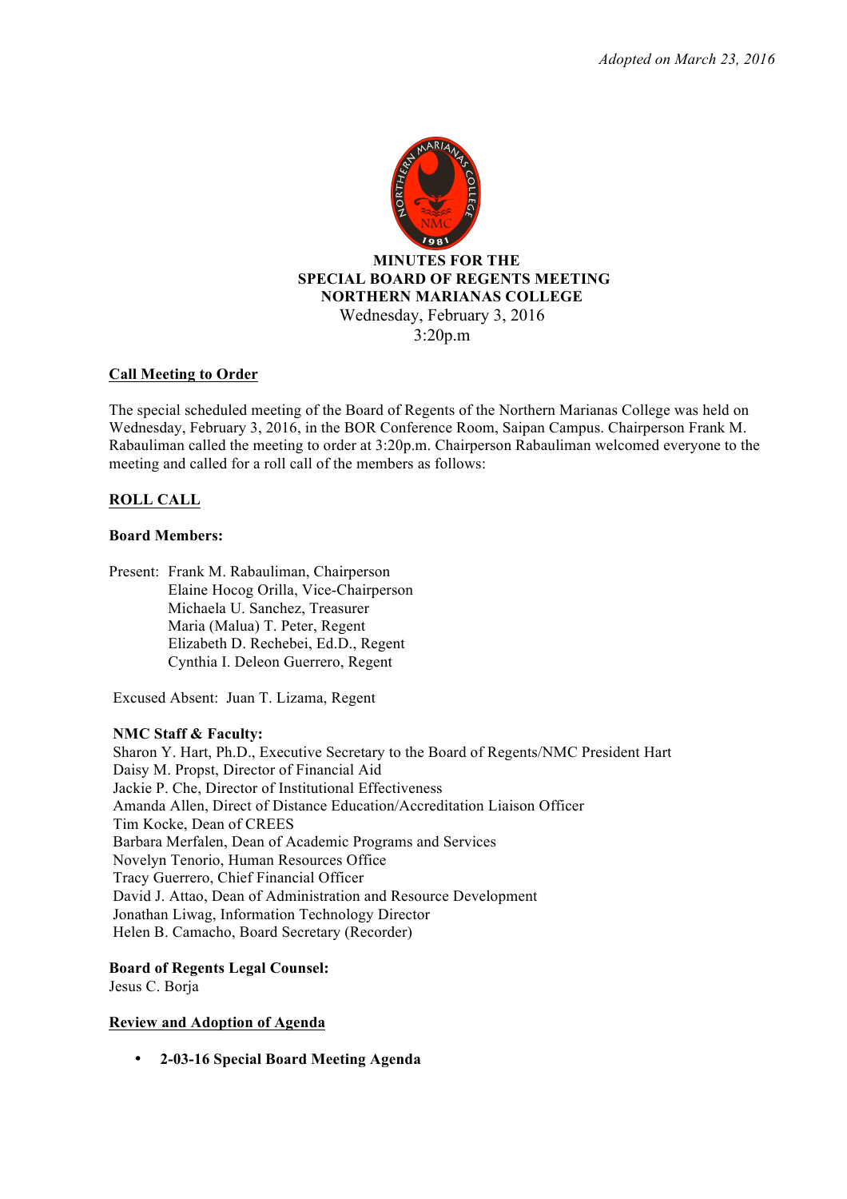*Adopted on March 23, 2016*

**MINUTES FOR THE**
**SPECIAL BOARD OF REGENTS MEETING**
**NORTHERN MARIANAS COLLEGE**
Wednesday, February 3, 2016
3:20p.m

## Call Meeting to Order

The special scheduled meeting of the Board of Regents of the Northern Marianas College was held on Wednesday, February 3, 2016, in the BOR Conference Room, Saipan Campus. Chairperson Frank M. Rabauliman called the meeting to order at 3:20p.m. Chairperson Rabauliman welcomed everyone to the meeting and called for a roll call of the members as follows:

## ROLL CALL

**Board Members:**

Present: Frank M. Rabauliman, Chairperson
Elaine Hocog Orilla, Vice-Chairperson
Michaela U. Sanchez, Treasurer
Maria (Malua) T. Peter, Regent
Elizabeth D. Rechebei, Ed.D., Regent
Cynthia I. Deleon Guerrero, Regent

Excused Absent: Juan T. Lizama, Regent

**NMC Staff & Faculty:**

Sharon Y. Hart, Ph.D., Executive Secretary to the Board of Regents/NMC President Hart
Daisy M. Propst, Director of Financial Aid
Jackie P. Che, Director of Institutional Effectiveness
Amanda Allen, Direct of Distance Education/Accreditation Liaison Officer
Tim Kocke, Dean of CREES
Barbara Merfalen, Dean of Academic Programs and Services
Novelyn Tenorio, Human Resources Office
Tracy Guerrero, Chief Financial Officer
David J. Attao, Dean of Administration and Resource Development
Jonathan Liwag, Information Technology Director
Helen B. Camacho, Board Secretary (Recorder)

**Board of Regents Legal Counsel:**
Jesus C. Borja

## Review and Adoption of Agenda

- **2-03-16 Special Board Meeting Agenda**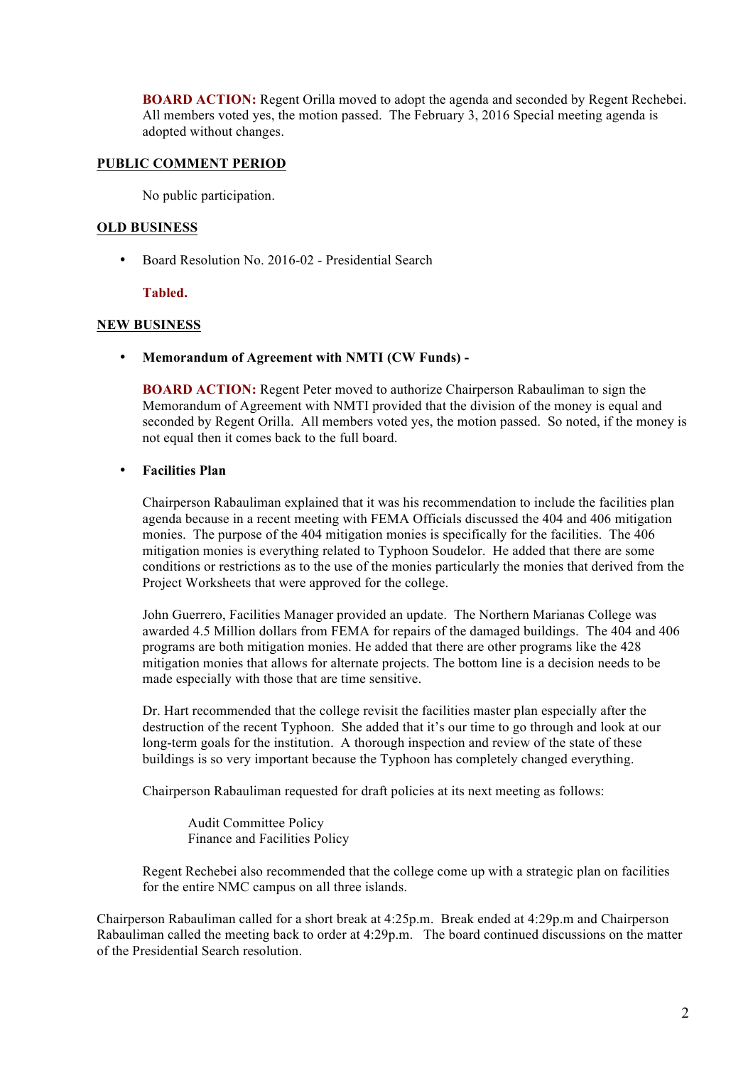**BOARD ACTION:** Regent Orilla moved to adopt the agenda and seconded by Regent Rechebei. All members voted yes, the motion passed. The February 3, 2016 Special meeting agenda is adopted without changes.

**PUBLIC COMMENT PERIOD**

No public participation.

**OLD BUSINESS**

- Board Resolution No. 2016-02 - Presidential Search

  **Tabled.**

**NEW BUSINESS**

- **Memorandum of Agreement with NMTI (CW Funds) -**

  **BOARD ACTION:** Regent Peter moved to authorize Chairperson Rabauliman to sign the Memorandum of Agreement with NMTI provided that the division of the money is equal and seconded by Regent Orilla. All members voted yes, the motion passed. So noted, if the money is not equal then it comes back to the full board.

- **Facilities Plan**

  Chairperson Rabauliman explained that it was his recommendation to include the facilities plan agenda because in a recent meeting with FEMA Officials discussed the 404 and 406 mitigation monies. The purpose of the 404 mitigation monies is specifically for the facilities. The 406 mitigation monies is everything related to Typhoon Soudelor. He added that there are some conditions or restrictions as to the use of the monies particularly the monies that derived from the Project Worksheets that were approved for the college.

  John Guerrero, Facilities Manager provided an update. The Northern Marianas College was awarded 4.5 Million dollars from FEMA for repairs of the damaged buildings. The 404 and 406 programs are both mitigation monies. He added that there are other programs like the 428 mitigation monies that allows for alternate projects. The bottom line is a decision needs to be made especially with those that are time sensitive.

  Dr. Hart recommended that the college revisit the facilities master plan especially after the destruction of the recent Typhoon. She added that it's our time to go through and look at our long-term goals for the institution. A thorough inspection and review of the state of these buildings is so very important because the Typhoon has completely changed everything.

  Chairperson Rabauliman requested for draft policies at its next meeting as follows:

  Audit Committee Policy
  Finance and Facilities Policy

  Regent Rechebei also recommended that the college come up with a strategic plan on facilities for the entire NMC campus on all three islands.

Chairperson Rabauliman called for a short break at 4:25p.m. Break ended at 4:29p.m and Chairperson Rabauliman called the meeting back to order at 4:29p.m. The board continued discussions on the matter of the Presidential Search resolution.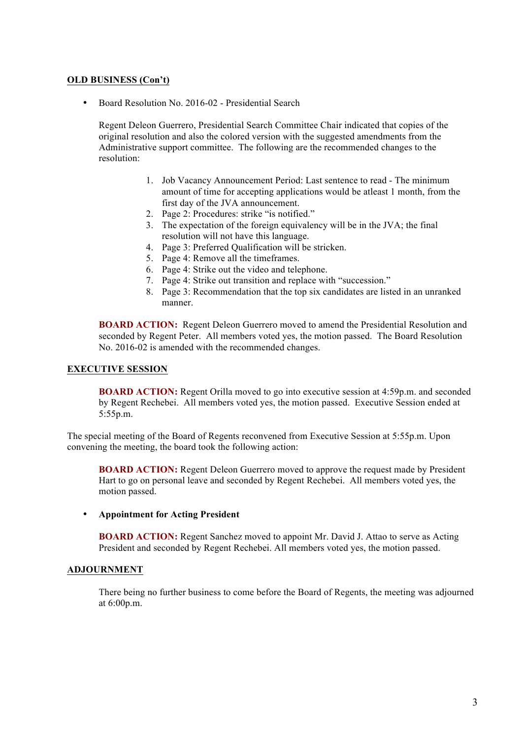**OLD BUSINESS (Con't)**

- Board Resolution No. 2016-02 - Presidential Search

  Regent Deleon Guerrero, Presidential Search Committee Chair indicated that copies of the original resolution and also the colored version with the suggested amendments from the Administrative support committee. The following are the recommended changes to the resolution:

  1. Job Vacancy Announcement Period: Last sentence to read - The minimum amount of time for accepting applications would be atleast 1 month, from the first day of the JVA announcement.
  2. Page 2: Procedures: strike "is notified."
  3. The expectation of the foreign equivalency will be in the JVA; the final resolution will not have this language.
  4. Page 3: Preferred Qualification will be stricken.
  5. Page 4: Remove all the timeframes.
  6. Page 4: Strike out the video and telephone.
  7. Page 4: Strike out transition and replace with "succession."
  8. Page 3: Recommendation that the top six candidates are listed in an unranked manner.

  **BOARD ACTION:** Regent Deleon Guerrero moved to amend the Presidential Resolution and seconded by Regent Peter. All members voted yes, the motion passed. The Board Resolution No. 2016-02 is amended with the recommended changes.

**EXECUTIVE SESSION**

**BOARD ACTION:** Regent Orilla moved to go into executive session at 4:59p.m. and seconded by Regent Rechebei. All members voted yes, the motion passed. Executive Session ended at 5:55p.m.

The special meeting of the Board of Regents reconvened from Executive Session at 5:55p.m. Upon convening the meeting, the board took the following action:

**BOARD ACTION:** Regent Deleon Guerrero moved to approve the request made by President Hart to go on personal leave and seconded by Regent Rechebei. All members voted yes, the motion passed.

- **Appointment for Acting President**

  **BOARD ACTION:** Regent Sanchez moved to appoint Mr. David J. Attao to serve as Acting President and seconded by Regent Rechebei. All members voted yes, the motion passed.

**ADJOURNMENT**

There being no further business to come before the Board of Regents, the meeting was adjourned at 6:00p.m.